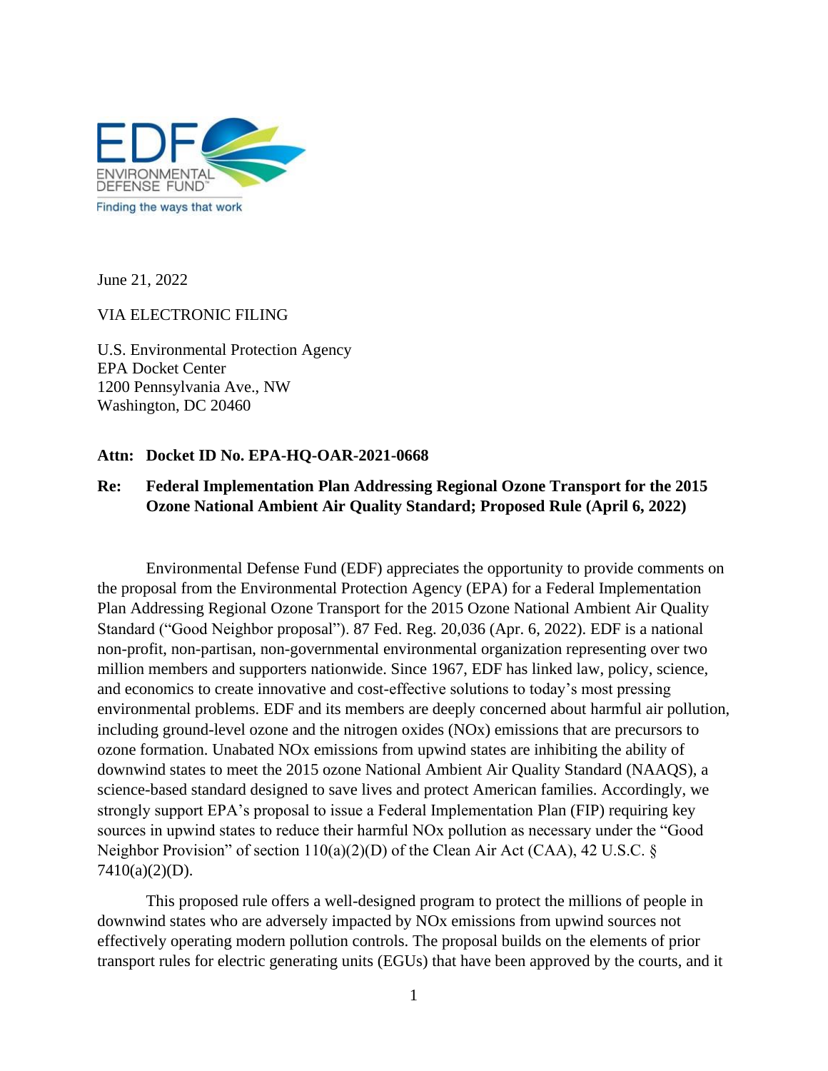EDF
ENVIRONMENTAL DEFENSE FUND™
Finding the ways that work

June 21, 2022

VIA ELECTRONIC FILING

U.S. Environmental Protection Agency
EPA Docket Center
1200 Pennsylvania Ave., NW
Washington, DC 20460

**Attn: Docket ID No. EPA-HQ-OAR-2021-0668**

**Re: Federal Implementation Plan Addressing Regional Ozone Transport for the 2015 Ozone National Ambient Air Quality Standard; Proposed Rule (April 6, 2022)**

Environmental Defense Fund (EDF) appreciates the opportunity to provide comments on the proposal from the Environmental Protection Agency (EPA) for a Federal Implementation Plan Addressing Regional Ozone Transport for the 2015 Ozone National Ambient Air Quality Standard ("Good Neighbor proposal"). 87 Fed. Reg. 20,036 (Apr. 6, 2022). EDF is a national non-profit, non-partisan, non-governmental environmental organization representing over two million members and supporters nationwide. Since 1967, EDF has linked law, policy, science, and economics to create innovative and cost-effective solutions to today's most pressing environmental problems. EDF and its members are deeply concerned about harmful air pollution, including ground-level ozone and the nitrogen oxides (NOx) emissions that are precursors to ozone formation. Unabated NOx emissions from upwind states are inhibiting the ability of downwind states to meet the 2015 ozone National Ambient Air Quality Standard (NAAQS), a science-based standard designed to save lives and protect American families. Accordingly, we strongly support EPA's proposal to issue a Federal Implementation Plan (FIP) requiring key sources in upwind states to reduce their harmful NOx pollution as necessary under the "Good Neighbor Provision" of section 110(a)(2)(D) of the Clean Air Act (CAA), 42 U.S.C. § 7410(a)(2)(D).

This proposed rule offers a well-designed program to protect the millions of people in downwind states who are adversely impacted by NOx emissions from upwind sources not effectively operating modern pollution controls. The proposal builds on the elements of prior transport rules for electric generating units (EGUs) that have been approved by the courts, and it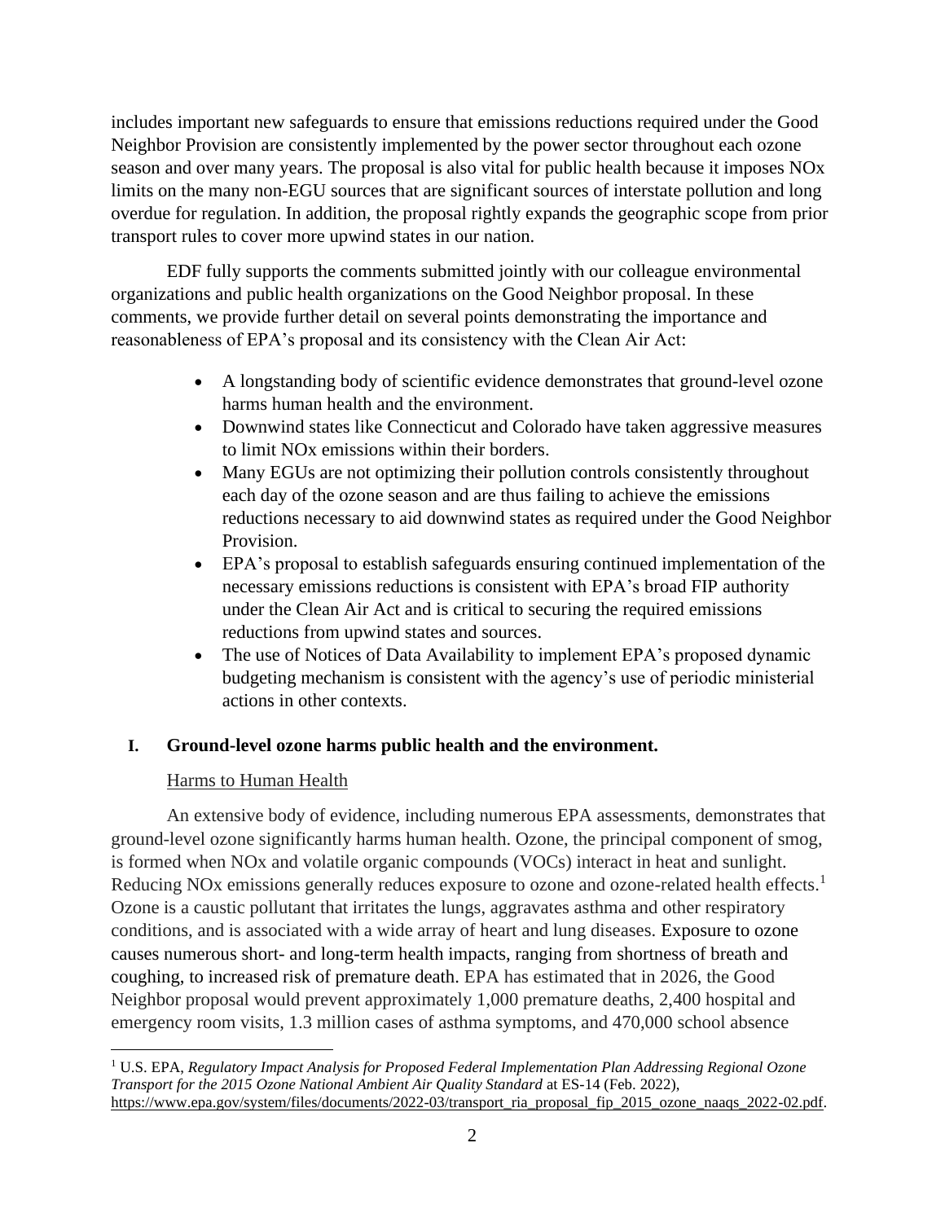includes important new safeguards to ensure that emissions reductions required under the Good Neighbor Provision are consistently implemented by the power sector throughout each ozone season and over many years. The proposal is also vital for public health because it imposes NOx limits on the many non-EGU sources that are significant sources of interstate pollution and long overdue for regulation. In addition, the proposal rightly expands the geographic scope from prior transport rules to cover more upwind states in our nation.

EDF fully supports the comments submitted jointly with our colleague environmental organizations and public health organizations on the Good Neighbor proposal. In these comments, we provide further detail on several points demonstrating the importance and reasonableness of EPA's proposal and its consistency with the Clean Air Act:

- A longstanding body of scientific evidence demonstrates that ground-level ozone harms human health and the environment.
- Downwind states like Connecticut and Colorado have taken aggressive measures to limit NOx emissions within their borders.
- Many EGUs are not optimizing their pollution controls consistently throughout each day of the ozone season and are thus failing to achieve the emissions reductions necessary to aid downwind states as required under the Good Neighbor Provision.
- EPA's proposal to establish safeguards ensuring continued implementation of the necessary emissions reductions is consistent with EPA's broad FIP authority under the Clean Air Act and is critical to securing the required emissions reductions from upwind states and sources.
- The use of Notices of Data Availability to implement EPA's proposed dynamic budgeting mechanism is consistent with the agency's use of periodic ministerial actions in other contexts.

## I. Ground-level ozone harms public health and the environment.

Harms to Human Health

An extensive body of evidence, including numerous EPA assessments, demonstrates that ground-level ozone significantly harms human health. Ozone, the principal component of smog, is formed when NOx and volatile organic compounds (VOCs) interact in heat and sunlight. Reducing NOx emissions generally reduces exposure to ozone and ozone-related health effects.[1] Ozone is a caustic pollutant that irritates the lungs, aggravates asthma and other respiratory conditions, and is associated with a wide array of heart and lung diseases. Exposure to ozone causes numerous short- and long-term health impacts, ranging from shortness of breath and coughing, to increased risk of premature death. EPA has estimated that in 2026, the Good Neighbor proposal would prevent approximately 1,000 premature deaths, 2,400 hospital and emergency room visits, 1.3 million cases of asthma symptoms, and 470,000 school absence

[1] U.S. EPA, *Regulatory Impact Analysis for Proposed Federal Implementation Plan Addressing Regional Ozone Transport for the 2015 Ozone National Ambient Air Quality Standard* at ES-14 (Feb. 2022), https://www.epa.gov/system/files/documents/2022-03/transport_ria_proposal_fip_2015_ozone_naaqs_2022-02.pdf.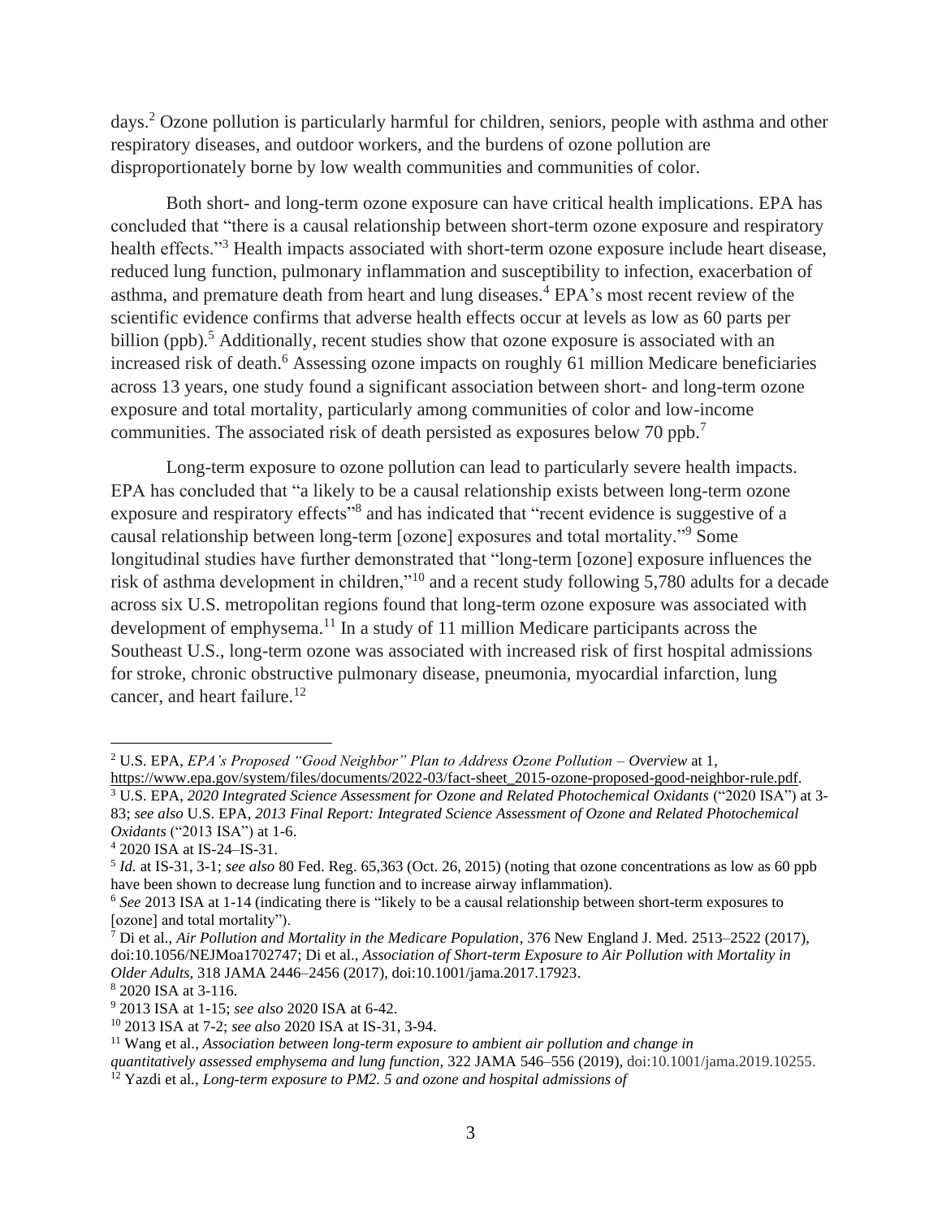days.[2] Ozone pollution is particularly harmful for children, seniors, people with asthma and other respiratory diseases, and outdoor workers, and the burdens of ozone pollution are disproportionately borne by low wealth communities and communities of color.

Both short- and long-term ozone exposure can have critical health implications. EPA has concluded that "there is a causal relationship between short-term ozone exposure and respiratory health effects."[3] Health impacts associated with short-term ozone exposure include heart disease, reduced lung function, pulmonary inflammation and susceptibility to infection, exacerbation of asthma, and premature death from heart and lung diseases.[4] EPA's most recent review of the scientific evidence confirms that adverse health effects occur at levels as low as 60 parts per billion (ppb).[5] Additionally, recent studies show that ozone exposure is associated with an increased risk of death.[6] Assessing ozone impacts on roughly 61 million Medicare beneficiaries across 13 years, one study found a significant association between short- and long-term ozone exposure and total mortality, particularly among communities of color and low-income communities. The associated risk of death persisted as exposures below 70 ppb.[7]

Long-term exposure to ozone pollution can lead to particularly severe health impacts. EPA has concluded that "a likely to be a causal relationship exists between long-term ozone exposure and respiratory effects"[8] and has indicated that "recent evidence is suggestive of a causal relationship between long-term [ozone] exposures and total mortality."[9] Some longitudinal studies have further demonstrated that "long-term [ozone] exposure influences the risk of asthma development in children,"[10] and a recent study following 5,780 adults for a decade across six U.S. metropolitan regions found that long-term ozone exposure was associated with development of emphysema.[11] In a study of 11 million Medicare participants across the Southeast U.S., long-term ozone was associated with increased risk of first hospital admissions for stroke, chronic obstructive pulmonary disease, pneumonia, myocardial infarction, lung cancer, and heart failure.[12]

---

[2] U.S. EPA, *EPA's Proposed "Good Neighbor" Plan to Address Ozone Pollution – Overview* at 1, https://www.epa.gov/system/files/documents/2022-03/fact-sheet_2015-ozone-proposed-good-neighbor-rule.pdf.

[3] U.S. EPA, *2020 Integrated Science Assessment for Ozone and Related Photochemical Oxidants* ("2020 ISA") at 3-83; *see also* U.S. EPA, *2013 Final Report: Integrated Science Assessment of Ozone and Related Photochemical Oxidants* ("2013 ISA") at 1-6.

[4] 2020 ISA at IS-24–IS-31.

[5] *Id.* at IS-31, 3-1; *see also* 80 Fed. Reg. 65,363 (Oct. 26, 2015) (noting that ozone concentrations as low as 60 ppb have been shown to decrease lung function and to increase airway inflammation).

[6] *See* 2013 ISA at 1-14 (indicating there is "likely to be a causal relationship between short-term exposures to [ozone] and total mortality").

[7] Di et al., *Air Pollution and Mortality in the Medicare Population*, 376 New England J. Med. 2513–2522 (2017), doi:10.1056/NEJMoa1702747; Di et al., *Association of Short-term Exposure to Air Pollution with Mortality in Older Adults*, 318 JAMA 2446–2456 (2017), doi:10.1001/jama.2017.17923.

[8] 2020 ISA at 3-116.

[9] 2013 ISA at 1-15; *see also* 2020 ISA at 6-42.

[10] 2013 ISA at 7-2; *see also* 2020 ISA at IS-31, 3-94.

[11] Wang et al., *Association between long-term exposure to ambient air pollution and change in quantitatively assessed emphysema and lung function,* 322 JAMA 546–556 (2019), doi:10.1001/jama.2019.10255.

[12] Yazdi et al*., Long-term exposure to PM2. 5 and ozone and hospital admissions of*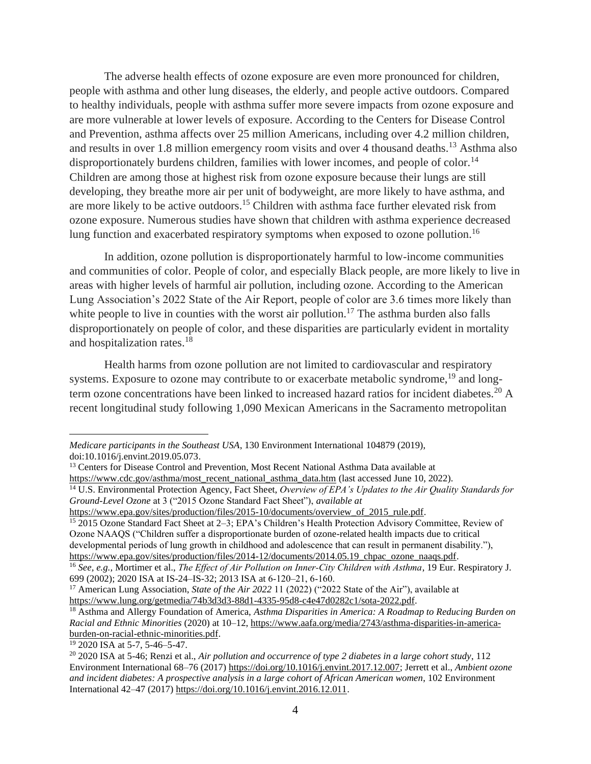The adverse health effects of ozone exposure are even more pronounced for children, people with asthma and other lung diseases, the elderly, and people active outdoors. Compared to healthy individuals, people with asthma suffer more severe impacts from ozone exposure and are more vulnerable at lower levels of exposure. According to the Centers for Disease Control and Prevention, asthma affects over 25 million Americans, including over 4.2 million children, and results in over 1.8 million emergency room visits and over 4 thousand deaths.[13] Asthma also disproportionately burdens children, families with lower incomes, and people of color.[14] Children are among those at highest risk from ozone exposure because their lungs are still developing, they breathe more air per unit of bodyweight, are more likely to have asthma, and are more likely to be active outdoors.[15] Children with asthma face further elevated risk from ozone exposure. Numerous studies have shown that children with asthma experience decreased lung function and exacerbated respiratory symptoms when exposed to ozone pollution.[16]

In addition, ozone pollution is disproportionately harmful to low-income communities and communities of color. People of color, and especially Black people, are more likely to live in areas with higher levels of harmful air pollution, including ozone. According to the American Lung Association's 2022 State of the Air Report, people of color are 3.6 times more likely than white people to live in counties with the worst air pollution.[17] The asthma burden also falls disproportionately on people of color, and these disparities are particularly evident in mortality and hospitalization rates.[18]

Health harms from ozone pollution are not limited to cardiovascular and respiratory systems. Exposure to ozone may contribute to or exacerbate metabolic syndrome,[19] and long-term ozone concentrations have been linked to increased hazard ratios for incident diabetes.[20] A recent longitudinal study following 1,090 Mexican Americans in the Sacramento metropolitan

---

*Medicare participants in the Southeast USA*, 130 Environment International 104879 (2019), doi:10.1016/j.envint.2019.05.073.

[13] Centers for Disease Control and Prevention, Most Recent National Asthma Data available at https://www.cdc.gov/asthma/most_recent_national_asthma_data.htm (last accessed June 10, 2022).

[14] U.S. Environmental Protection Agency, Fact Sheet, *Overview of EPA's Updates to the Air Quality Standards for Ground-Level Ozone* at 3 ("2015 Ozone Standard Fact Sheet"), *available at* https://www.epa.gov/sites/production/files/2015-10/documents/overview_of_2015_rule.pdf.

[15] 2015 Ozone Standard Fact Sheet at 2–3; EPA's Children's Health Protection Advisory Committee, Review of Ozone NAAQS ("Children suffer a disproportionate burden of ozone-related health impacts due to critical developmental periods of lung growth in childhood and adolescence that can result in permanent disability."), https://www.epa.gov/sites/production/files/2014-12/documents/2014.05.19_chpac_ozone_naaqs.pdf.

[16] *See, e.g.*, Mortimer et al., *The Effect of Air Pollution on Inner-City Children with Asthma*, 19 Eur. Respiratory J. 699 (2002); 2020 ISA at IS-24–IS-32; 2013 ISA at 6-120–21, 6-160.

[17] American Lung Association, *State of the Air 2022* 11 (2022) ("2022 State of the Air"), available at https://www.lung.org/getmedia/74b3d3d3-88d1-4335-95d8-c4e47d0282c1/sota-2022.pdf.

[18] Asthma and Allergy Foundation of America, *Asthma Disparities in America: A Roadmap to Reducing Burden on Racial and Ethnic Minorities* (2020) at 10–12, https://www.aafa.org/media/2743/asthma-disparities-in-america-burden-on-racial-ethnic-minorities.pdf.

[19] 2020 ISA at 5-7, 5-46–5-47.

[20] 2020 ISA at 5-46; Renzi et al., *Air pollution and occurrence of type 2 diabetes in a large cohort study*, 112 Environment International 68–76 (2017) https://doi.org/10.1016/j.envint.2017.12.007; Jerrett et al., *Ambient ozone and incident diabetes: A prospective analysis in a large cohort of African American women*, 102 Environment International 42–47 (2017) https://doi.org/10.1016/j.envint.2016.12.011.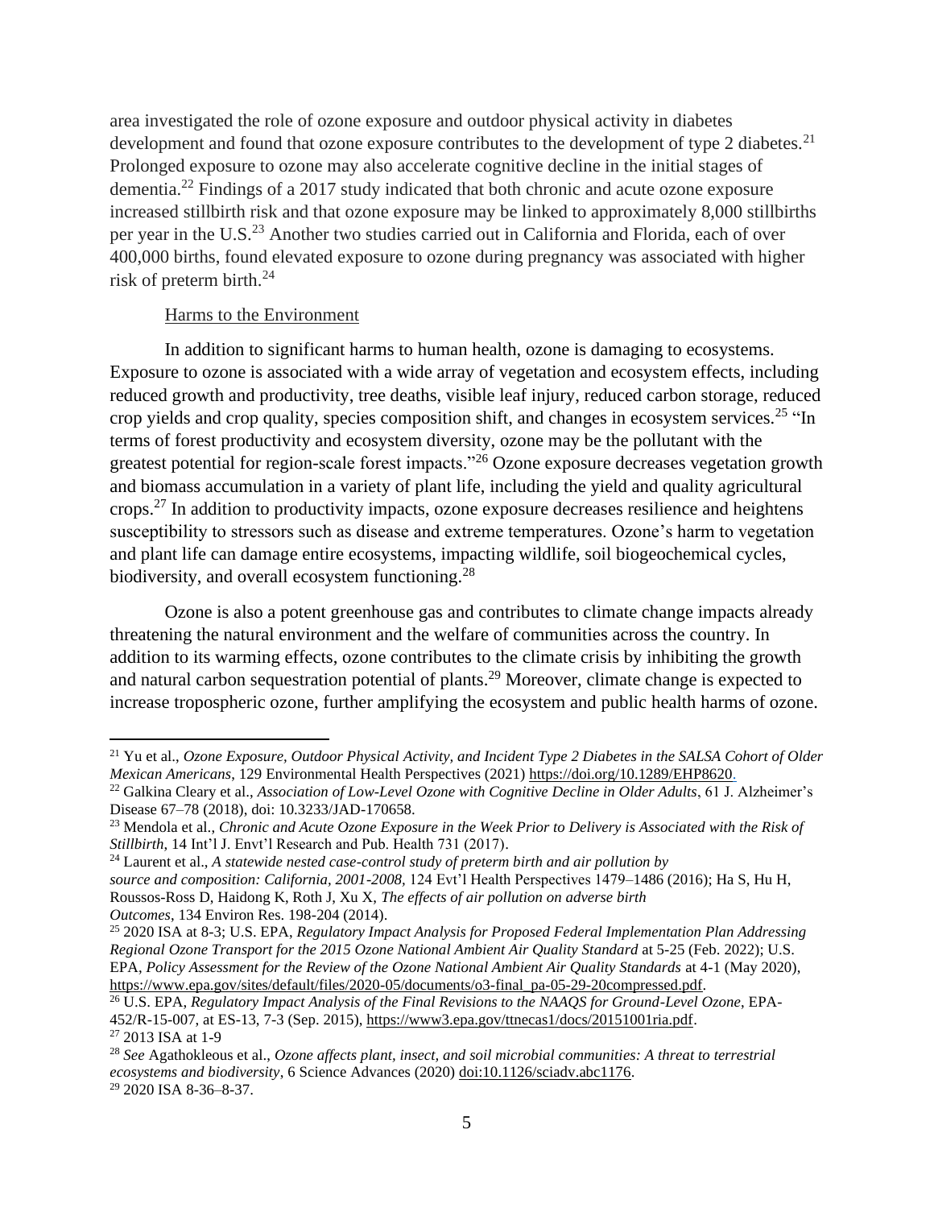area investigated the role of ozone exposure and outdoor physical activity in diabetes development and found that ozone exposure contributes to the development of type 2 diabetes.[21] Prolonged exposure to ozone may also accelerate cognitive decline in the initial stages of dementia.[22] Findings of a 2017 study indicated that both chronic and acute ozone exposure increased stillbirth risk and that ozone exposure may be linked to approximately 8,000 stillbirths per year in the U.S.[23] Another two studies carried out in California and Florida, each of over 400,000 births, found elevated exposure to ozone during pregnancy was associated with higher risk of preterm birth.[24]

Harms to the Environment

In addition to significant harms to human health, ozone is damaging to ecosystems. Exposure to ozone is associated with a wide array of vegetation and ecosystem effects, including reduced growth and productivity, tree deaths, visible leaf injury, reduced carbon storage, reduced crop yields and crop quality, species composition shift, and changes in ecosystem services.[25] "In terms of forest productivity and ecosystem diversity, ozone may be the pollutant with the greatest potential for region-scale forest impacts."[26] Ozone exposure decreases vegetation growth and biomass accumulation in a variety of plant life, including the yield and quality agricultural crops.[27] In addition to productivity impacts, ozone exposure decreases resilience and heightens susceptibility to stressors such as disease and extreme temperatures. Ozone's harm to vegetation and plant life can damage entire ecosystems, impacting wildlife, soil biogeochemical cycles, biodiversity, and overall ecosystem functioning.[28]

Ozone is also a potent greenhouse gas and contributes to climate change impacts already threatening the natural environment and the welfare of communities across the country. In addition to its warming effects, ozone contributes to the climate crisis by inhibiting the growth and natural carbon sequestration potential of plants.[29] Moreover, climate change is expected to increase tropospheric ozone, further amplifying the ecosystem and public health harms of ozone.

---

[21] Yu et al., *Ozone Exposure, Outdoor Physical Activity, and Incident Type 2 Diabetes in the SALSA Cohort of Older Mexican Americans*, 129 Environmental Health Perspectives (2021) https://doi.org/10.1289/EHP8620.

[22] Galkina Cleary et al., *Association of Low-Level Ozone with Cognitive Decline in Older Adults*, 61 J. Alzheimer's Disease 67–78 (2018), doi: 10.3233/JAD-170658.

[23] Mendola et al., *Chronic and Acute Ozone Exposure in the Week Prior to Delivery is Associated with the Risk of Stillbirth*, 14 Int'l J. Envt'l Research and Pub. Health 731 (2017).

[24] Laurent et al., *A statewide nested case-control study of preterm birth and air pollution by source and composition: California, 2001-2008,* 124 Evt'l Health Perspectives 1479–1486 (2016); Ha S, Hu H, Roussos-Ross D, Haidong K, Roth J, Xu X, *The effects of air pollution on adverse birth Outcomes*, 134 Environ Res. 198-204 (2014).

[25] 2020 ISA at 8-3; U.S. EPA, *Regulatory Impact Analysis for Proposed Federal Implementation Plan Addressing Regional Ozone Transport for the 2015 Ozone National Ambient Air Quality Standard* at 5-25 (Feb. 2022); U.S. EPA, *Policy Assessment for the Review of the Ozone National Ambient Air Quality Standards* at 4-1 (May 2020), https://www.epa.gov/sites/default/files/2020-05/documents/o3-final_pa-05-29-20compressed.pdf.

[26] U.S. EPA, *Regulatory Impact Analysis of the Final Revisions to the NAAQS for Ground-Level Ozone*, EPA-452/R-15-007, at ES-13, 7-3 (Sep. 2015), https://www3.epa.gov/ttnecas1/docs/20151001ria.pdf.

[27] 2013 ISA at 1-9

[28] *See* Agathokleous et al., *Ozone affects plant, insect, and soil microbial communities: A threat to terrestrial ecosystems and biodiversity*, 6 Science Advances (2020) doi:10.1126/sciadv.abc1176.

[29] 2020 ISA 8-36–8-37.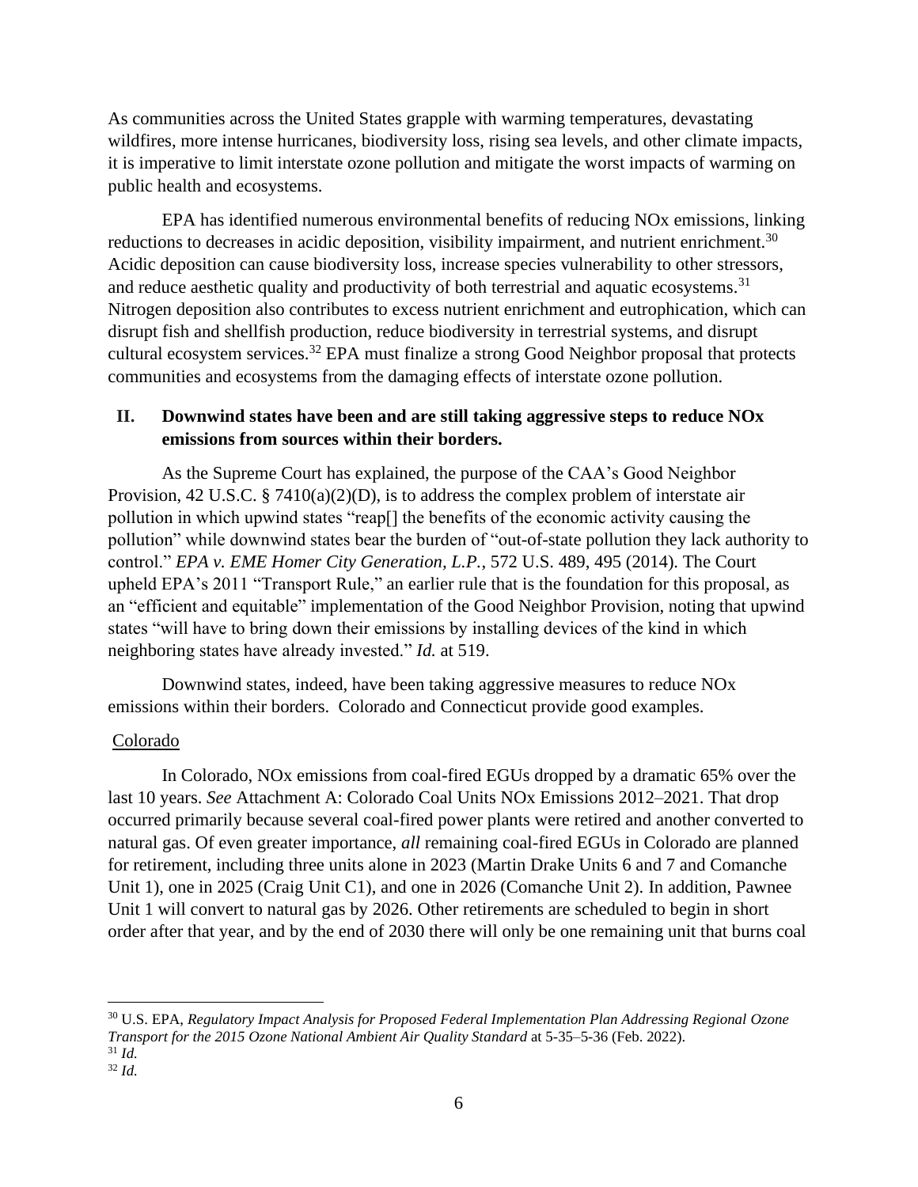As communities across the United States grapple with warming temperatures, devastating wildfires, more intense hurricanes, biodiversity loss, rising sea levels, and other climate impacts, it is imperative to limit interstate ozone pollution and mitigate the worst impacts of warming on public health and ecosystems.

EPA has identified numerous environmental benefits of reducing NOx emissions, linking reductions to decreases in acidic deposition, visibility impairment, and nutrient enrichment.[30] Acidic deposition can cause biodiversity loss, increase species vulnerability to other stressors, and reduce aesthetic quality and productivity of both terrestrial and aquatic ecosystems.[31] Nitrogen deposition also contributes to excess nutrient enrichment and eutrophication, which can disrupt fish and shellfish production, reduce biodiversity in terrestrial systems, and disrupt cultural ecosystem services.[32] EPA must finalize a strong Good Neighbor proposal that protects communities and ecosystems from the damaging effects of interstate ozone pollution.

## II. Downwind states have been and are still taking aggressive steps to reduce NOx emissions from sources within their borders.

As the Supreme Court has explained, the purpose of the CAA's Good Neighbor Provision, 42 U.S.C. § 7410(a)(2)(D), is to address the complex problem of interstate air pollution in which upwind states "reap[] the benefits of the economic activity causing the pollution" while downwind states bear the burden of "out-of-state pollution they lack authority to control." *EPA v. EME Homer City Generation, L.P.*, 572 U.S. 489, 495 (2014). The Court upheld EPA's 2011 "Transport Rule," an earlier rule that is the foundation for this proposal, as an "efficient and equitable" implementation of the Good Neighbor Provision, noting that upwind states "will have to bring down their emissions by installing devices of the kind in which neighboring states have already invested." *Id.* at 519.

Downwind states, indeed, have been taking aggressive measures to reduce NOx emissions within their borders. Colorado and Connecticut provide good examples.

<u>Colorado</u>

In Colorado, NOx emissions from coal-fired EGUs dropped by a dramatic 65% over the last 10 years. *See* Attachment A: Colorado Coal Units NOx Emissions 2012–2021. That drop occurred primarily because several coal-fired power plants were retired and another converted to natural gas. Of even greater importance, *all* remaining coal-fired EGUs in Colorado are planned for retirement, including three units alone in 2023 (Martin Drake Units 6 and 7 and Comanche Unit 1), one in 2025 (Craig Unit C1), and one in 2026 (Comanche Unit 2). In addition, Pawnee Unit 1 will convert to natural gas by 2026. Other retirements are scheduled to begin in short order after that year, and by the end of 2030 there will only be one remaining unit that burns coal

---

[30] U.S. EPA, *Regulatory Impact Analysis for Proposed Federal Implementation Plan Addressing Regional Ozone Transport for the 2015 Ozone National Ambient Air Quality Standard* at 5-35–5-36 (Feb. 2022).

[31] *Id.*

[32] *Id.*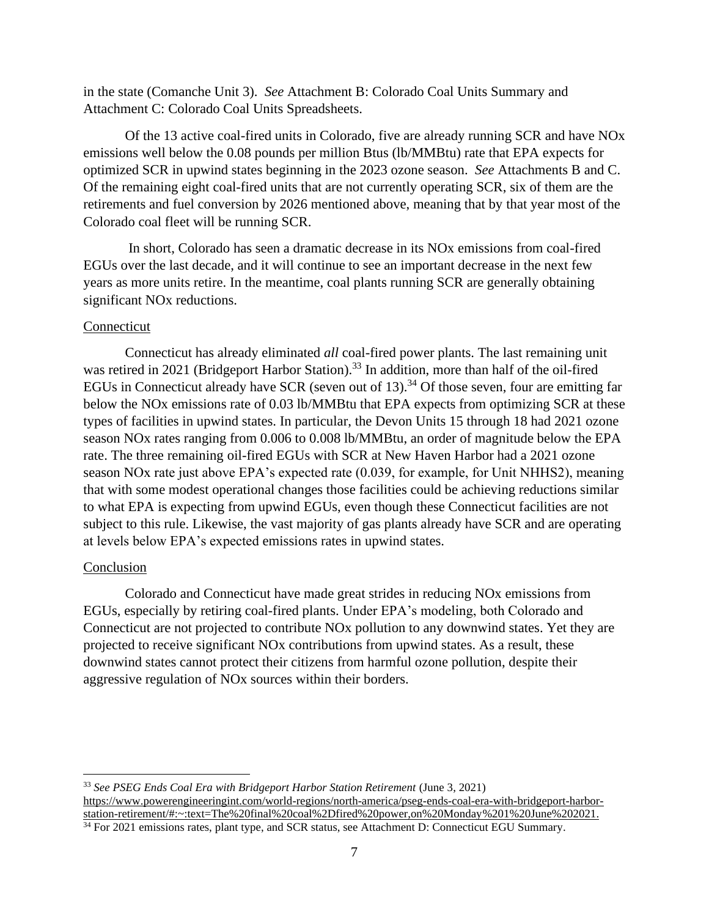in the state (Comanche Unit 3). *See* Attachment B: Colorado Coal Units Summary and Attachment C: Colorado Coal Units Spreadsheets.

Of the 13 active coal-fired units in Colorado, five are already running SCR and have NOx emissions well below the 0.08 pounds per million Btus (lb/MMBtu) rate that EPA expects for optimized SCR in upwind states beginning in the 2023 ozone season. *See* Attachments B and C. Of the remaining eight coal-fired units that are not currently operating SCR, six of them are the retirements and fuel conversion by 2026 mentioned above, meaning that by that year most of the Colorado coal fleet will be running SCR.

In short, Colorado has seen a dramatic decrease in its NOx emissions from coal-fired EGUs over the last decade, and it will continue to see an important decrease in the next few years as more units retire. In the meantime, coal plants running SCR are generally obtaining significant NOx reductions.

<u>Connecticut</u>

Connecticut has already eliminated *all* coal-fired power plants. The last remaining unit was retired in 2021 (Bridgeport Harbor Station).[33] In addition, more than half of the oil-fired EGUs in Connecticut already have SCR (seven out of 13).[34] Of those seven, four are emitting far below the NOx emissions rate of 0.03 lb/MMBtu that EPA expects from optimizing SCR at these types of facilities in upwind states. In particular, the Devon Units 15 through 18 had 2021 ozone season NOx rates ranging from 0.006 to 0.008 lb/MMBtu, an order of magnitude below the EPA rate. The three remaining oil-fired EGUs with SCR at New Haven Harbor had a 2021 ozone season NOx rate just above EPA's expected rate (0.039, for example, for Unit NHHS2), meaning that with some modest operational changes those facilities could be achieving reductions similar to what EPA is expecting from upwind EGUs, even though these Connecticut facilities are not subject to this rule. Likewise, the vast majority of gas plants already have SCR and are operating at levels below EPA's expected emissions rates in upwind states.

<u>Conclusion</u>

Colorado and Connecticut have made great strides in reducing NOx emissions from EGUs, especially by retiring coal-fired plants. Under EPA's modeling, both Colorado and Connecticut are not projected to contribute NOx pollution to any downwind states. Yet they are projected to receive significant NOx contributions from upwind states. As a result, these downwind states cannot protect their citizens from harmful ozone pollution, despite their aggressive regulation of NOx sources within their borders.

---

[33] *See PSEG Ends Coal Era with Bridgeport Harbor Station Retirement* (June 3, 2021) https://www.powerengineeringint.com/world-regions/north-america/pseg-ends-coal-era-with-bridgeport-harbor-station-retirement/#:~:text=The%20final%20coal%2Dfired%20power,on%20Monday%201%20June%202021.

[34] For 2021 emissions rates, plant type, and SCR status, see Attachment D: Connecticut EGU Summary.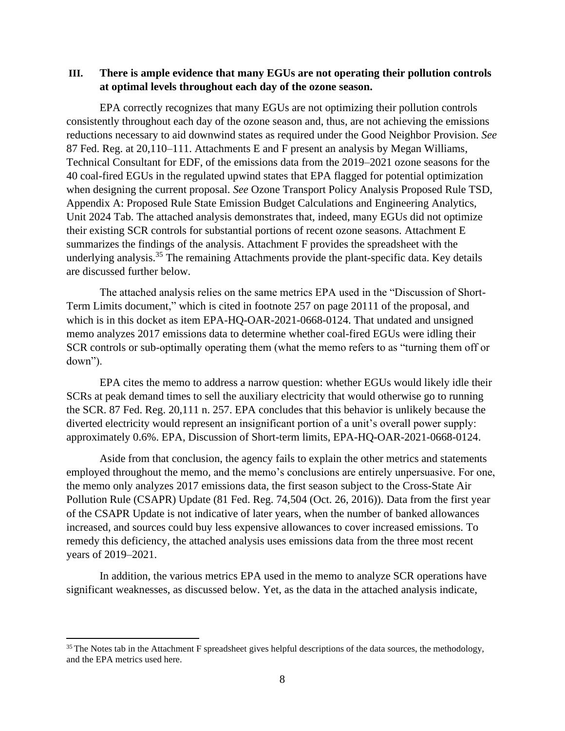## III. There is ample evidence that many EGUs are not operating their pollution controls at optimal levels throughout each day of the ozone season.

EPA correctly recognizes that many EGUs are not optimizing their pollution controls consistently throughout each day of the ozone season and, thus, are not achieving the emissions reductions necessary to aid downwind states as required under the Good Neighbor Provision. *See* 87 Fed. Reg. at 20,110–111. Attachments E and F present an analysis by Megan Williams, Technical Consultant for EDF, of the emissions data from the 2019–2021 ozone seasons for the 40 coal-fired EGUs in the regulated upwind states that EPA flagged for potential optimization when designing the current proposal. *See* Ozone Transport Policy Analysis Proposed Rule TSD, Appendix A: Proposed Rule State Emission Budget Calculations and Engineering Analytics, Unit 2024 Tab. The attached analysis demonstrates that, indeed, many EGUs did not optimize their existing SCR controls for substantial portions of recent ozone seasons. Attachment E summarizes the findings of the analysis. Attachment F provides the spreadsheet with the underlying analysis.[35] The remaining Attachments provide the plant-specific data. Key details are discussed further below.

The attached analysis relies on the same metrics EPA used in the "Discussion of Short-Term Limits document," which is cited in footnote 257 on page 20111 of the proposal, and which is in this docket as item EPA-HQ-OAR-2021-0668-0124. That undated and unsigned memo analyzes 2017 emissions data to determine whether coal-fired EGUs were idling their SCR controls or sub-optimally operating them (what the memo refers to as "turning them off or down").

EPA cites the memo to address a narrow question: whether EGUs would likely idle their SCRs at peak demand times to sell the auxiliary electricity that would otherwise go to running the SCR. 87 Fed. Reg. 20,111 n. 257. EPA concludes that this behavior is unlikely because the diverted electricity would represent an insignificant portion of a unit's overall power supply: approximately 0.6%. EPA, Discussion of Short-term limits, EPA-HQ-OAR-2021-0668-0124.

Aside from that conclusion, the agency fails to explain the other metrics and statements employed throughout the memo, and the memo's conclusions are entirely unpersuasive. For one, the memo only analyzes 2017 emissions data, the first season subject to the Cross-State Air Pollution Rule (CSAPR) Update (81 Fed. Reg. 74,504 (Oct. 26, 2016)). Data from the first year of the CSAPR Update is not indicative of later years, when the number of banked allowances increased, and sources could buy less expensive allowances to cover increased emissions. To remedy this deficiency, the attached analysis uses emissions data from the three most recent years of 2019–2021.

In addition, the various metrics EPA used in the memo to analyze SCR operations have significant weaknesses, as discussed below. Yet, as the data in the attached analysis indicate,

[35] The Notes tab in the Attachment F spreadsheet gives helpful descriptions of the data sources, the methodology, and the EPA metrics used here.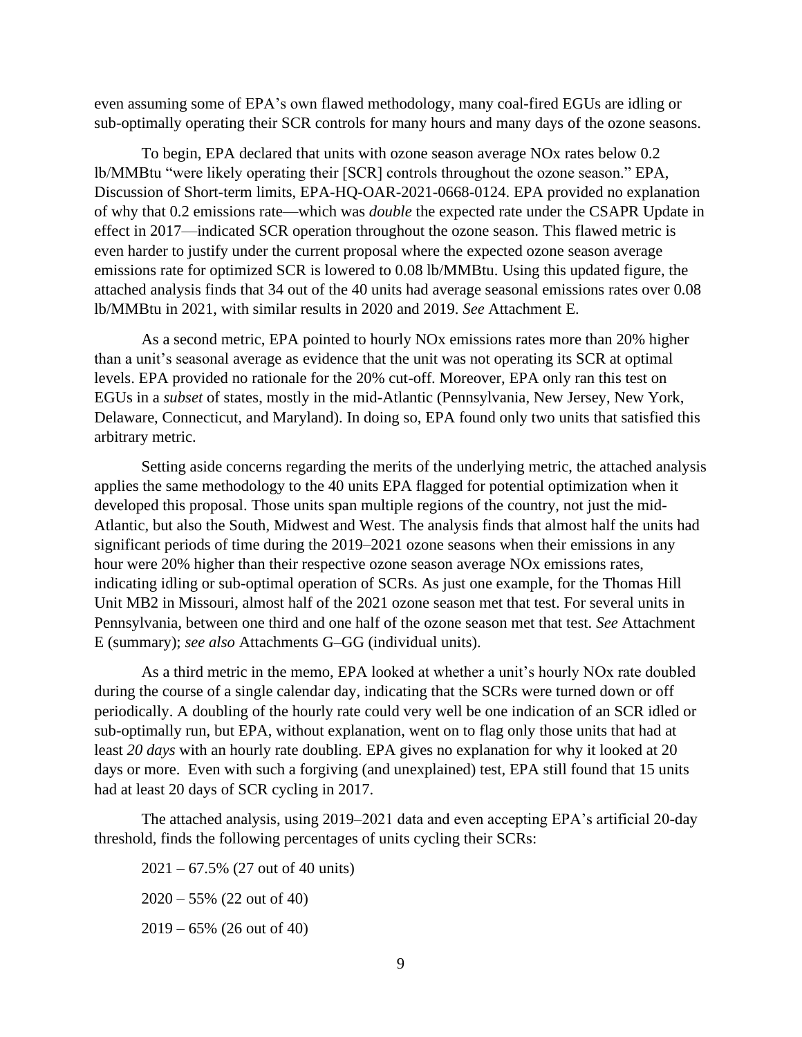even assuming some of EPA's own flawed methodology, many coal-fired EGUs are idling or sub-optimally operating their SCR controls for many hours and many days of the ozone seasons.

To begin, EPA declared that units with ozone season average NOx rates below 0.2 lb/MMBtu "were likely operating their [SCR] controls throughout the ozone season." EPA, Discussion of Short-term limits, EPA-HQ-OAR-2021-0668-0124. EPA provided no explanation of why that 0.2 emissions rate—which was *double* the expected rate under the CSAPR Update in effect in 2017—indicated SCR operation throughout the ozone season. This flawed metric is even harder to justify under the current proposal where the expected ozone season average emissions rate for optimized SCR is lowered to 0.08 lb/MMBtu. Using this updated figure, the attached analysis finds that 34 out of the 40 units had average seasonal emissions rates over 0.08 lb/MMBtu in 2021, with similar results in 2020 and 2019. *See* Attachment E.

As a second metric, EPA pointed to hourly NOx emissions rates more than 20% higher than a unit's seasonal average as evidence that the unit was not operating its SCR at optimal levels. EPA provided no rationale for the 20% cut-off. Moreover, EPA only ran this test on EGUs in a *subset* of states, mostly in the mid-Atlantic (Pennsylvania, New Jersey, New York, Delaware, Connecticut, and Maryland). In doing so, EPA found only two units that satisfied this arbitrary metric.

Setting aside concerns regarding the merits of the underlying metric, the attached analysis applies the same methodology to the 40 units EPA flagged for potential optimization when it developed this proposal. Those units span multiple regions of the country, not just the mid-Atlantic, but also the South, Midwest and West. The analysis finds that almost half the units had significant periods of time during the 2019–2021 ozone seasons when their emissions in any hour were 20% higher than their respective ozone season average NOx emissions rates, indicating idling or sub-optimal operation of SCRs. As just one example, for the Thomas Hill Unit MB2 in Missouri, almost half of the 2021 ozone season met that test. For several units in Pennsylvania, between one third and one half of the ozone season met that test. *See* Attachment E (summary); *see also* Attachments G–GG (individual units).

As a third metric in the memo, EPA looked at whether a unit's hourly NOx rate doubled during the course of a single calendar day, indicating that the SCRs were turned down or off periodically. A doubling of the hourly rate could very well be one indication of an SCR idled or sub-optimally run, but EPA, without explanation, went on to flag only those units that had at least *20 days* with an hourly rate doubling. EPA gives no explanation for why it looked at 20 days or more. Even with such a forgiving (and unexplained) test, EPA still found that 15 units had at least 20 days of SCR cycling in 2017.

The attached analysis, using 2019–2021 data and even accepting EPA's artificial 20-day threshold, finds the following percentages of units cycling their SCRs:

2021 – 67.5% (27 out of 40 units)

2020 – 55% (22 out of 40)

2019 – 65% (26 out of 40)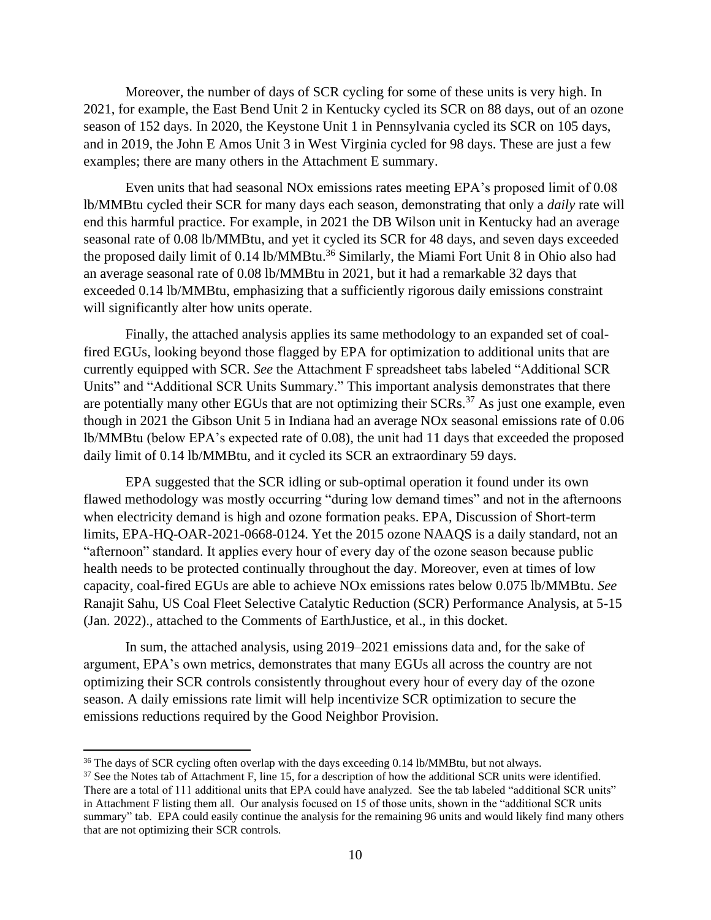Moreover, the number of days of SCR cycling for some of these units is very high. In 2021, for example, the East Bend Unit 2 in Kentucky cycled its SCR on 88 days, out of an ozone season of 152 days. In 2020, the Keystone Unit 1 in Pennsylvania cycled its SCR on 105 days, and in 2019, the John E Amos Unit 3 in West Virginia cycled for 98 days. These are just a few examples; there are many others in the Attachment E summary.

Even units that had seasonal NOx emissions rates meeting EPA's proposed limit of 0.08 lb/MMBtu cycled their SCR for many days each season, demonstrating that only a *daily* rate will end this harmful practice. For example, in 2021 the DB Wilson unit in Kentucky had an average seasonal rate of 0.08 lb/MMBtu, and yet it cycled its SCR for 48 days, and seven days exceeded the proposed daily limit of 0.14 lb/MMBtu.[36] Similarly, the Miami Fort Unit 8 in Ohio also had an average seasonal rate of 0.08 lb/MMBtu in 2021, but it had a remarkable 32 days that exceeded 0.14 lb/MMBtu, emphasizing that a sufficiently rigorous daily emissions constraint will significantly alter how units operate.

Finally, the attached analysis applies its same methodology to an expanded set of coal-fired EGUs, looking beyond those flagged by EPA for optimization to additional units that are currently equipped with SCR. *See* the Attachment F spreadsheet tabs labeled "Additional SCR Units" and "Additional SCR Units Summary." This important analysis demonstrates that there are potentially many other EGUs that are not optimizing their SCRs.[37] As just one example, even though in 2021 the Gibson Unit 5 in Indiana had an average NOx seasonal emissions rate of 0.06 lb/MMBtu (below EPA's expected rate of 0.08), the unit had 11 days that exceeded the proposed daily limit of 0.14 lb/MMBtu, and it cycled its SCR an extraordinary 59 days.

EPA suggested that the SCR idling or sub-optimal operation it found under its own flawed methodology was mostly occurring "during low demand times" and not in the afternoons when electricity demand is high and ozone formation peaks. EPA, Discussion of Short-term limits, EPA-HQ-OAR-2021-0668-0124. Yet the 2015 ozone NAAQS is a daily standard, not an "afternoon" standard. It applies every hour of every day of the ozone season because public health needs to be protected continually throughout the day. Moreover, even at times of low capacity, coal-fired EGUs are able to achieve NOx emissions rates below 0.075 lb/MMBtu. *See* Ranajit Sahu, US Coal Fleet Selective Catalytic Reduction (SCR) Performance Analysis, at 5-15 (Jan. 2022)., attached to the Comments of EarthJustice, et al., in this docket.

In sum, the attached analysis, using 2019–2021 emissions data and, for the sake of argument, EPA's own metrics, demonstrates that many EGUs all across the country are not optimizing their SCR controls consistently throughout every hour of every day of the ozone season. A daily emissions rate limit will help incentivize SCR optimization to secure the emissions reductions required by the Good Neighbor Provision.

---

[36] The days of SCR cycling often overlap with the days exceeding 0.14 lb/MMBtu, but not always.

[37] See the Notes tab of Attachment F, line 15, for a description of how the additional SCR units were identified. There are a total of 111 additional units that EPA could have analyzed. See the tab labeled "additional SCR units" in Attachment F listing them all. Our analysis focused on 15 of those units, shown in the "additional SCR units summary" tab. EPA could easily continue the analysis for the remaining 96 units and would likely find many others that are not optimizing their SCR controls.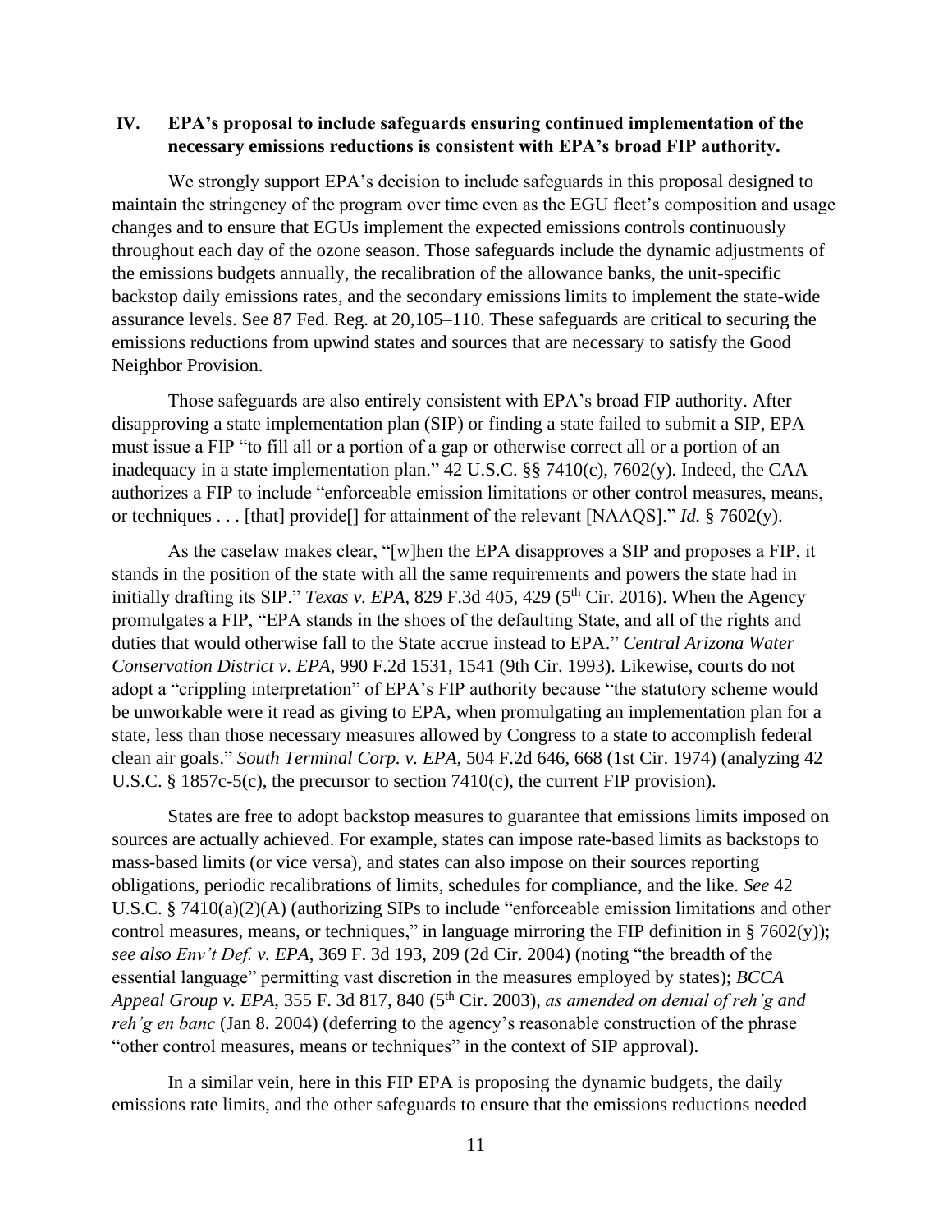## IV. EPA's proposal to include safeguards ensuring continued implementation of the necessary emissions reductions is consistent with EPA's broad FIP authority.

We strongly support EPA's decision to include safeguards in this proposal designed to maintain the stringency of the program over time even as the EGU fleet's composition and usage changes and to ensure that EGUs implement the expected emissions controls continuously throughout each day of the ozone season. Those safeguards include the dynamic adjustments of the emissions budgets annually, the recalibration of the allowance banks, the unit-specific backstop daily emissions rates, and the secondary emissions limits to implement the state-wide assurance levels. See 87 Fed. Reg. at 20,105–110. These safeguards are critical to securing the emissions reductions from upwind states and sources that are necessary to satisfy the Good Neighbor Provision.

Those safeguards are also entirely consistent with EPA's broad FIP authority. After disapproving a state implementation plan (SIP) or finding a state failed to submit a SIP, EPA must issue a FIP "to fill all or a portion of a gap or otherwise correct all or a portion of an inadequacy in a state implementation plan." 42 U.S.C. §§ 7410(c), 7602(y). Indeed, the CAA authorizes a FIP to include "enforceable emission limitations or other control measures, means, or techniques . . . [that] provide[] for attainment of the relevant [NAAQS]." *Id.* § 7602(y).

As the caselaw makes clear, "[w]hen the EPA disapproves a SIP and proposes a FIP, it stands in the position of the state with all the same requirements and powers the state had in initially drafting its SIP." *Texas v. EPA*, 829 F.3d 405, 429 (5th Cir. 2016). When the Agency promulgates a FIP, "EPA stands in the shoes of the defaulting State, and all of the rights and duties that would otherwise fall to the State accrue instead to EPA." *Central Arizona Water Conservation District v. EPA*, 990 F.2d 1531, 1541 (9th Cir. 1993). Likewise, courts do not adopt a "crippling interpretation" of EPA's FIP authority because "the statutory scheme would be unworkable were it read as giving to EPA, when promulgating an implementation plan for a state, less than those necessary measures allowed by Congress to a state to accomplish federal clean air goals." *South Terminal Corp. v. EPA*, 504 F.2d 646, 668 (1st Cir. 1974) (analyzing 42 U.S.C. § 1857c-5(c), the precursor to section 7410(c), the current FIP provision).

States are free to adopt backstop measures to guarantee that emissions limits imposed on sources are actually achieved. For example, states can impose rate-based limits as backstops to mass-based limits (or vice versa), and states can also impose on their sources reporting obligations, periodic recalibrations of limits, schedules for compliance, and the like. *See* 42 U.S.C. § 7410(a)(2)(A) (authorizing SIPs to include "enforceable emission limitations and other control measures, means, or techniques," in language mirroring the FIP definition in § 7602(y)); *see also Env't Def. v. EPA*, 369 F. 3d 193, 209 (2d Cir. 2004) (noting "the breadth of the essential language" permitting vast discretion in the measures employed by states); *BCCA Appeal Group v. EPA*, 355 F. 3d 817, 840 (5th Cir. 2003), *as amended on denial of reh'g and reh'g en banc* (Jan 8. 2004) (deferring to the agency's reasonable construction of the phrase "other control measures, means or techniques" in the context of SIP approval).

In a similar vein, here in this FIP EPA is proposing the dynamic budgets, the daily emissions rate limits, and the other safeguards to ensure that the emissions reductions needed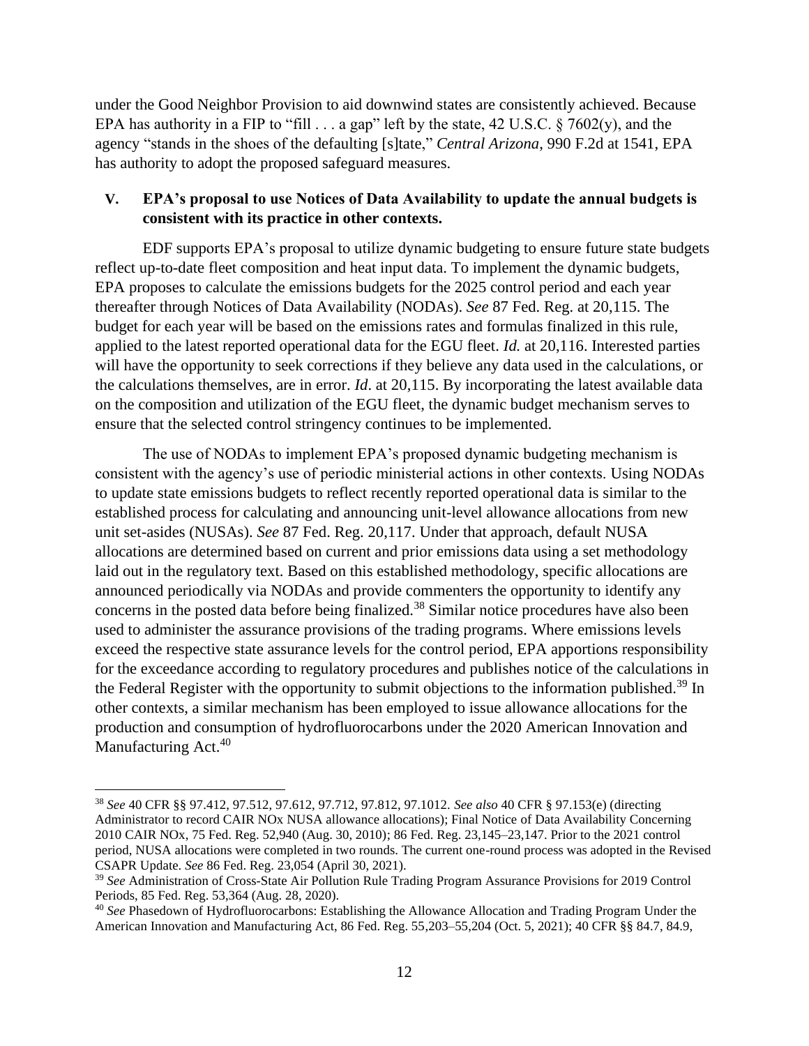under the Good Neighbor Provision to aid downwind states are consistently achieved. Because EPA has authority in a FIP to "fill . . . a gap" left by the state, 42 U.S.C. § 7602(y), and the agency "stands in the shoes of the defaulting [s]tate," *Central Arizona*, 990 F.2d at 1541, EPA has authority to adopt the proposed safeguard measures.

## V. EPA's proposal to use Notices of Data Availability to update the annual budgets is consistent with its practice in other contexts.

EDF supports EPA's proposal to utilize dynamic budgeting to ensure future state budgets reflect up-to-date fleet composition and heat input data. To implement the dynamic budgets, EPA proposes to calculate the emissions budgets for the 2025 control period and each year thereafter through Notices of Data Availability (NODAs). *See* 87 Fed. Reg. at 20,115. The budget for each year will be based on the emissions rates and formulas finalized in this rule, applied to the latest reported operational data for the EGU fleet. *Id.* at 20,116. Interested parties will have the opportunity to seek corrections if they believe any data used in the calculations, or the calculations themselves, are in error. *Id*. at 20,115. By incorporating the latest available data on the composition and utilization of the EGU fleet, the dynamic budget mechanism serves to ensure that the selected control stringency continues to be implemented.

The use of NODAs to implement EPA's proposed dynamic budgeting mechanism is consistent with the agency's use of periodic ministerial actions in other contexts. Using NODAs to update state emissions budgets to reflect recently reported operational data is similar to the established process for calculating and announcing unit-level allowance allocations from new unit set-asides (NUSAs). *See* 87 Fed. Reg. 20,117. Under that approach, default NUSA allocations are determined based on current and prior emissions data using a set methodology laid out in the regulatory text. Based on this established methodology, specific allocations are announced periodically via NODAs and provide commenters the opportunity to identify any concerns in the posted data before being finalized.[38] Similar notice procedures have also been used to administer the assurance provisions of the trading programs. Where emissions levels exceed the respective state assurance levels for the control period, EPA apportions responsibility for the exceedance according to regulatory procedures and publishes notice of the calculations in the Federal Register with the opportunity to submit objections to the information published.[39] In other contexts, a similar mechanism has been employed to issue allowance allocations for the production and consumption of hydrofluorocarbons under the 2020 American Innovation and Manufacturing Act.[40]

---

[38] *See* 40 CFR §§ 97.412, 97.512, 97.612, 97.712, 97.812, 97.1012. *See also* 40 CFR § 97.153(e) (directing Administrator to record CAIR NOx NUSA allowance allocations); Final Notice of Data Availability Concerning 2010 CAIR NOx, 75 Fed. Reg. 52,940 (Aug. 30, 2010); 86 Fed. Reg. 23,145–23,147. Prior to the 2021 control period, NUSA allocations were completed in two rounds. The current one-round process was adopted in the Revised CSAPR Update. *See* 86 Fed. Reg. 23,054 (April 30, 2021).

[39] *See* Administration of Cross-State Air Pollution Rule Trading Program Assurance Provisions for 2019 Control Periods, 85 Fed. Reg. 53,364 (Aug. 28, 2020).

[40] *See* Phasedown of Hydrofluorocarbons: Establishing the Allowance Allocation and Trading Program Under the American Innovation and Manufacturing Act, 86 Fed. Reg. 55,203–55,204 (Oct. 5, 2021); 40 CFR §§ 84.7, 84.9,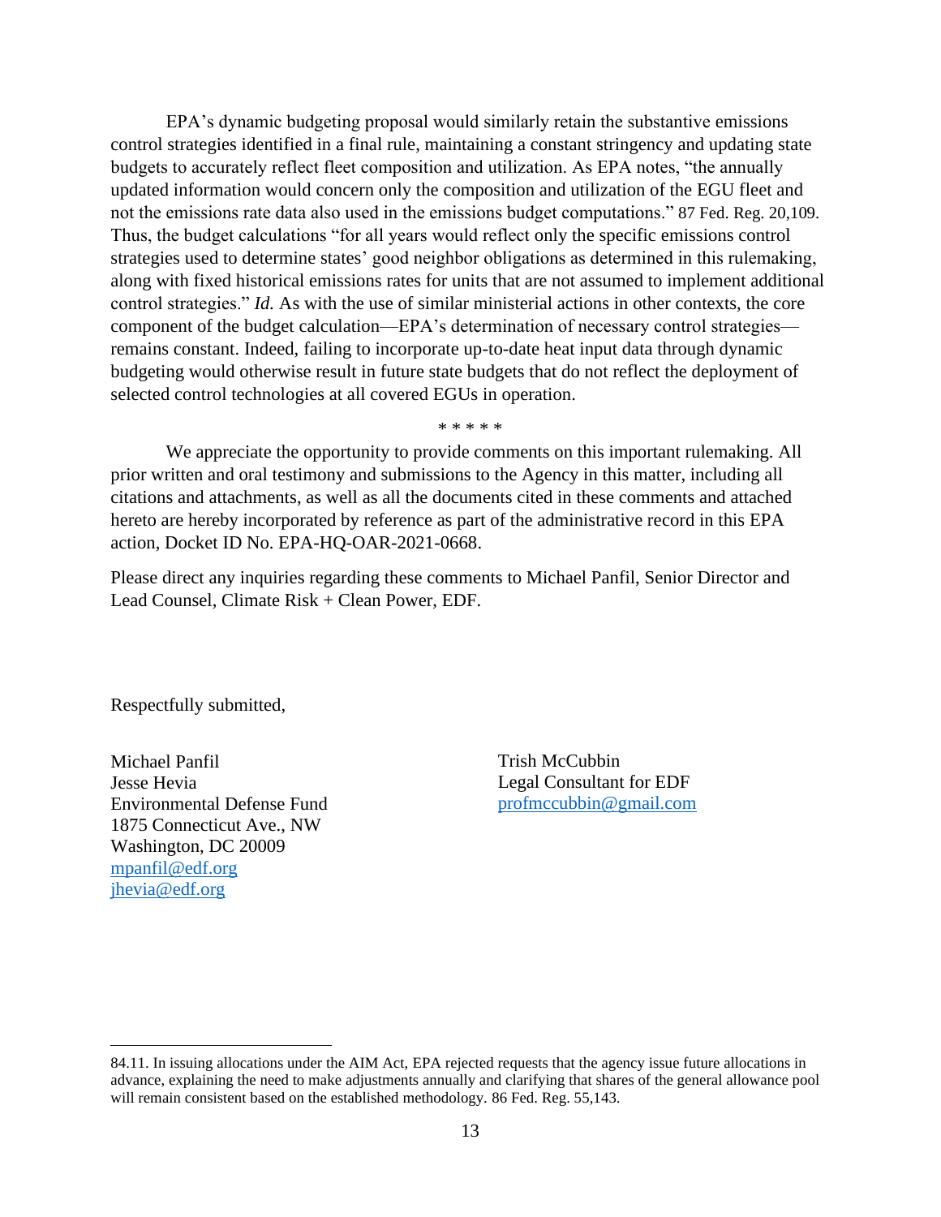EPA's dynamic budgeting proposal would similarly retain the substantive emissions control strategies identified in a final rule, maintaining a constant stringency and updating state budgets to accurately reflect fleet composition and utilization. As EPA notes, "the annually updated information would concern only the composition and utilization of the EGU fleet and not the emissions rate data also used in the emissions budget computations." 87 Fed. Reg. 20,109. Thus, the budget calculations "for all years would reflect only the specific emissions control strategies used to determine states' good neighbor obligations as determined in this rulemaking, along with fixed historical emissions rates for units that are not assumed to implement additional control strategies." *Id.* As with the use of similar ministerial actions in other contexts, the core component of the budget calculation—EPA's determination of necessary control strategies—remains constant. Indeed, failing to incorporate up-to-date heat input data through dynamic budgeting would otherwise result in future state budgets that do not reflect the deployment of selected control technologies at all covered EGUs in operation.

\* \* \* \* \*

We appreciate the opportunity to provide comments on this important rulemaking. All prior written and oral testimony and submissions to the Agency in this matter, including all citations and attachments, as well as all the documents cited in these comments and attached hereto are hereby incorporated by reference as part of the administrative record in this EPA action, Docket ID No. EPA-HQ-OAR-2021-0668.

Please direct any inquiries regarding these comments to Michael Panfil, Senior Director and Lead Counsel, Climate Risk + Clean Power, EDF.

Respectfully submitted,

Michael Panfil
Jesse Hevia
Environmental Defense Fund
1875 Connecticut Ave., NW
Washington, DC 20009
mpanfil@edf.org
jhevia@edf.org

Trish McCubbin
Legal Consultant for EDF
profmccubbin@gmail.com

---

84.11. In issuing allocations under the AIM Act, EPA rejected requests that the agency issue future allocations in advance, explaining the need to make adjustments annually and clarifying that shares of the general allowance pool will remain consistent based on the established methodology. 86 Fed. Reg. 55,143.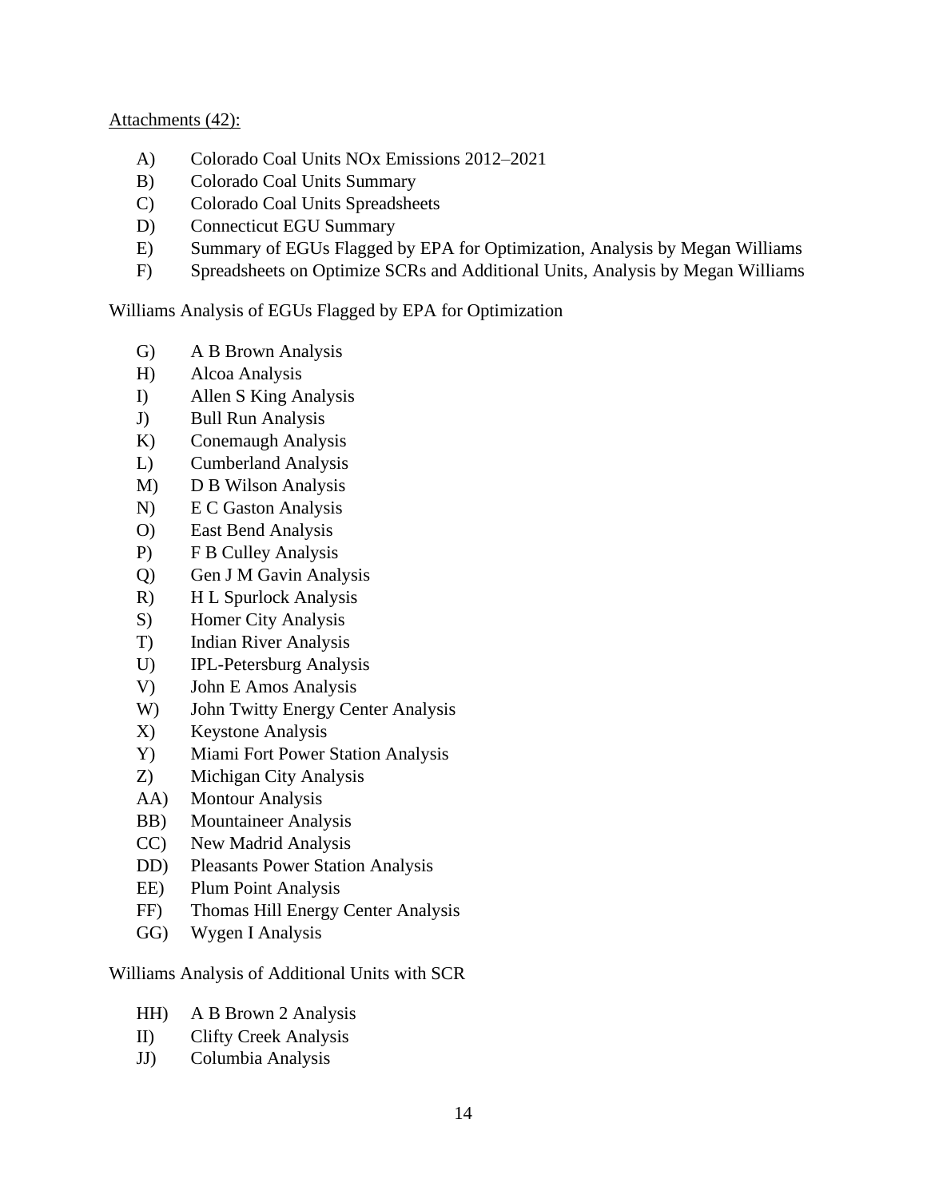<u>Attachments (42):</u>

- A) Colorado Coal Units NOx Emissions 2012–2021
- B) Colorado Coal Units Summary
- C) Colorado Coal Units Spreadsheets
- D) Connecticut EGU Summary
- E) Summary of EGUs Flagged by EPA for Optimization, Analysis by Megan Williams
- F) Spreadsheets on Optimize SCRs and Additional Units, Analysis by Megan Williams

Williams Analysis of EGUs Flagged by EPA for Optimization

- G) A B Brown Analysis
- H) Alcoa Analysis
- I) Allen S King Analysis
- J) Bull Run Analysis
- K) Conemaugh Analysis
- L) Cumberland Analysis
- M) D B Wilson Analysis
- N) E C Gaston Analysis
- O) East Bend Analysis
- P) F B Culley Analysis
- Q) Gen J M Gavin Analysis
- R) H L Spurlock Analysis
- S) Homer City Analysis
- T) Indian River Analysis
- U) IPL-Petersburg Analysis
- V) John E Amos Analysis
- W) John Twitty Energy Center Analysis
- X) Keystone Analysis
- Y) Miami Fort Power Station Analysis
- Z) Michigan City Analysis
- AA) Montour Analysis
- BB) Mountaineer Analysis
- CC) New Madrid Analysis
- DD) Pleasants Power Station Analysis
- EE) Plum Point Analysis
- FF) Thomas Hill Energy Center Analysis
- GG) Wygen I Analysis

Williams Analysis of Additional Units with SCR

- HH) A B Brown 2 Analysis
- II) Clifty Creek Analysis
- JJ) Columbia Analysis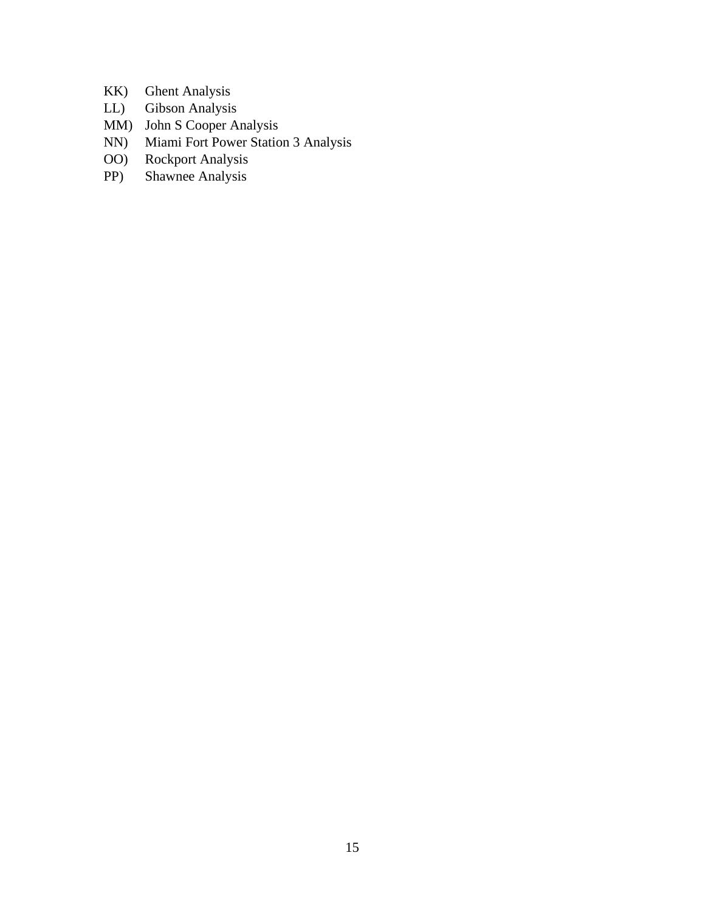KK) Ghent Analysis
LL) Gibson Analysis
MM) John S Cooper Analysis
NN) Miami Fort Power Station 3 Analysis
OO) Rockport Analysis
PP) Shawnee Analysis